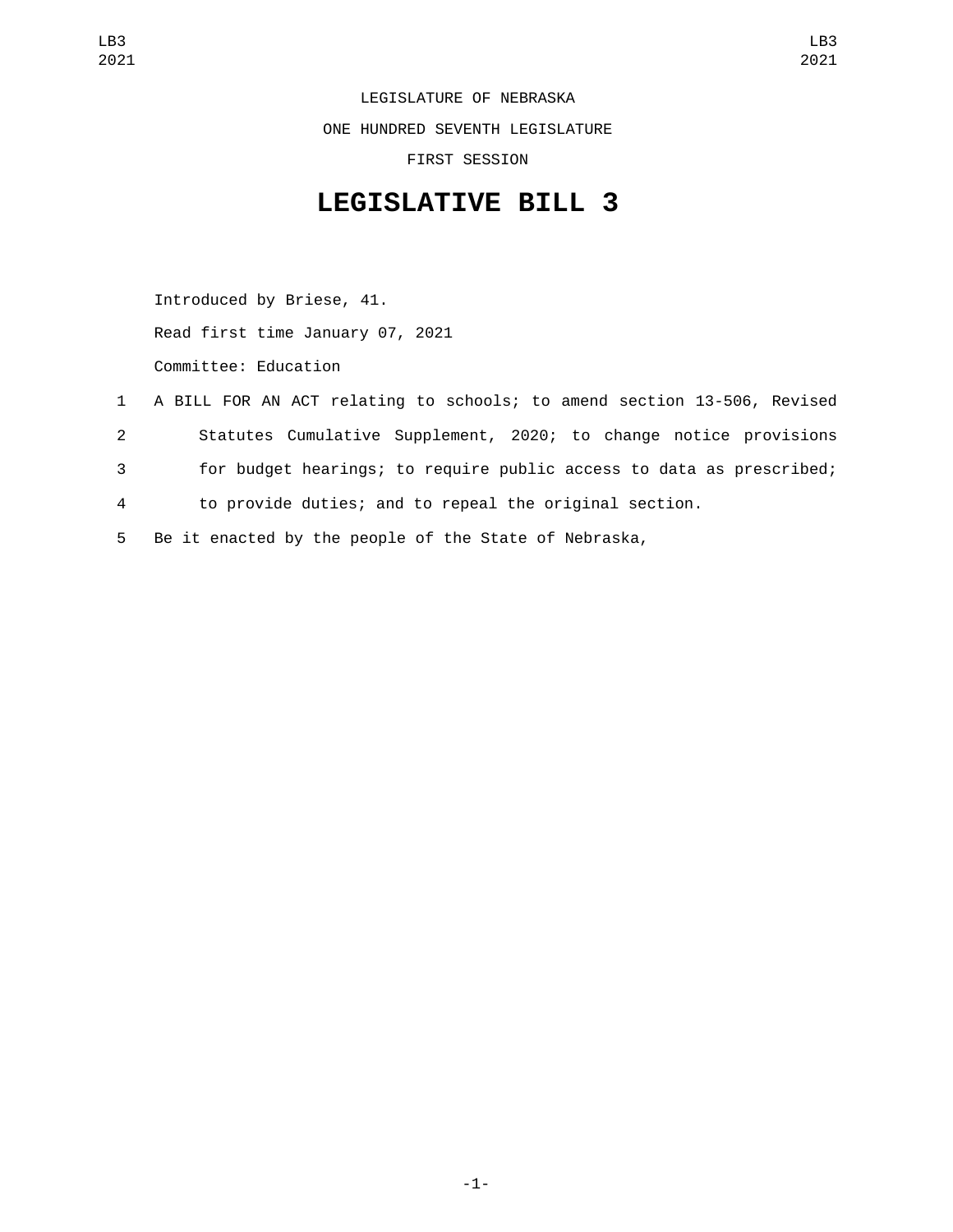LEGISLATURE OF NEBRASKA

ONE HUNDRED SEVENTH LEGISLATURE

FIRST SESSION

# LEGISLATIVE BILL 3

Introduced by Briese, 41.

Read first time January 07, 2021

Committee: Education

1 A BILL FOR AN ACT relating to schools; to amend section 13-506, Revised
2 Statutes Cumulative Supplement, 2020; to change notice provisions
3 for budget hearings; to require public access to data as prescribed;
4 to provide duties; and to repeal the original section.
5 Be it enacted by the people of the State of Nebraska,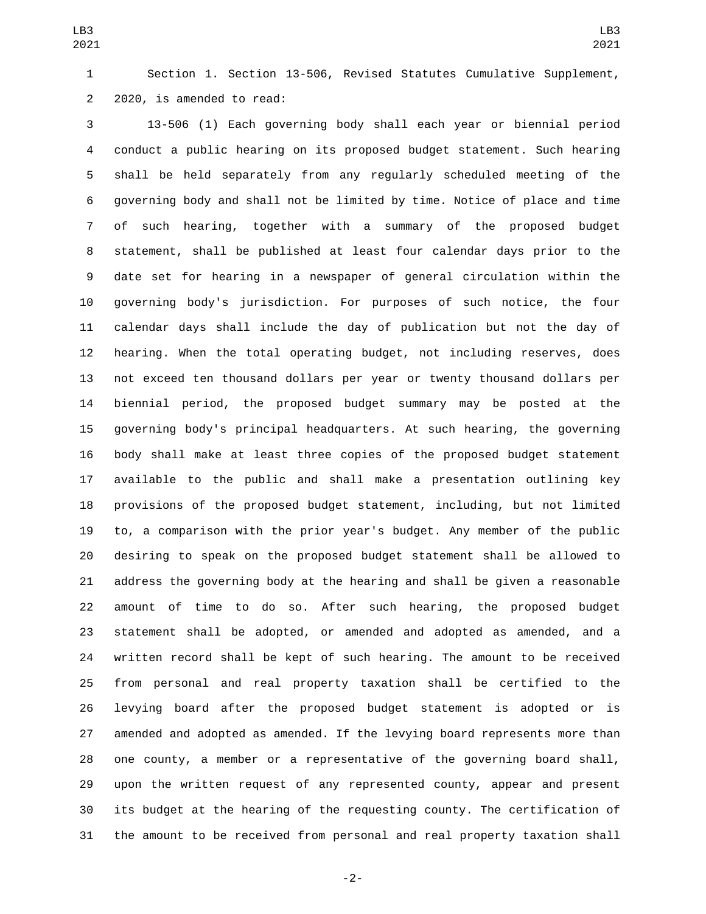Section 1. Section 13-506, Revised Statutes Cumulative Supplement, 2020, is amended to read:

13-506 (1) Each governing body shall each year or biennial period conduct a public hearing on its proposed budget statement. Such hearing shall be held separately from any regularly scheduled meeting of the governing body and shall not be limited by time. Notice of place and time of such hearing, together with a summary of the proposed budget statement, shall be published at least four calendar days prior to the date set for hearing in a newspaper of general circulation within the governing body's jurisdiction. For purposes of such notice, the four calendar days shall include the day of publication but not the day of hearing. When the total operating budget, not including reserves, does not exceed ten thousand dollars per year or twenty thousand dollars per biennial period, the proposed budget summary may be posted at the governing body's principal headquarters. At such hearing, the governing body shall make at least three copies of the proposed budget statement available to the public and shall make a presentation outlining key provisions of the proposed budget statement, including, but not limited to, a comparison with the prior year's budget. Any member of the public desiring to speak on the proposed budget statement shall be allowed to address the governing body at the hearing and shall be given a reasonable amount of time to do so. After such hearing, the proposed budget statement shall be adopted, or amended and adopted as amended, and a written record shall be kept of such hearing. The amount to be received from personal and real property taxation shall be certified to the levying board after the proposed budget statement is adopted or is amended and adopted as amended. If the levying board represents more than one county, a member or a representative of the governing board shall, upon the written request of any represented county, appear and present its budget at the hearing of the requesting county. The certification of the amount to be received from personal and real property taxation shall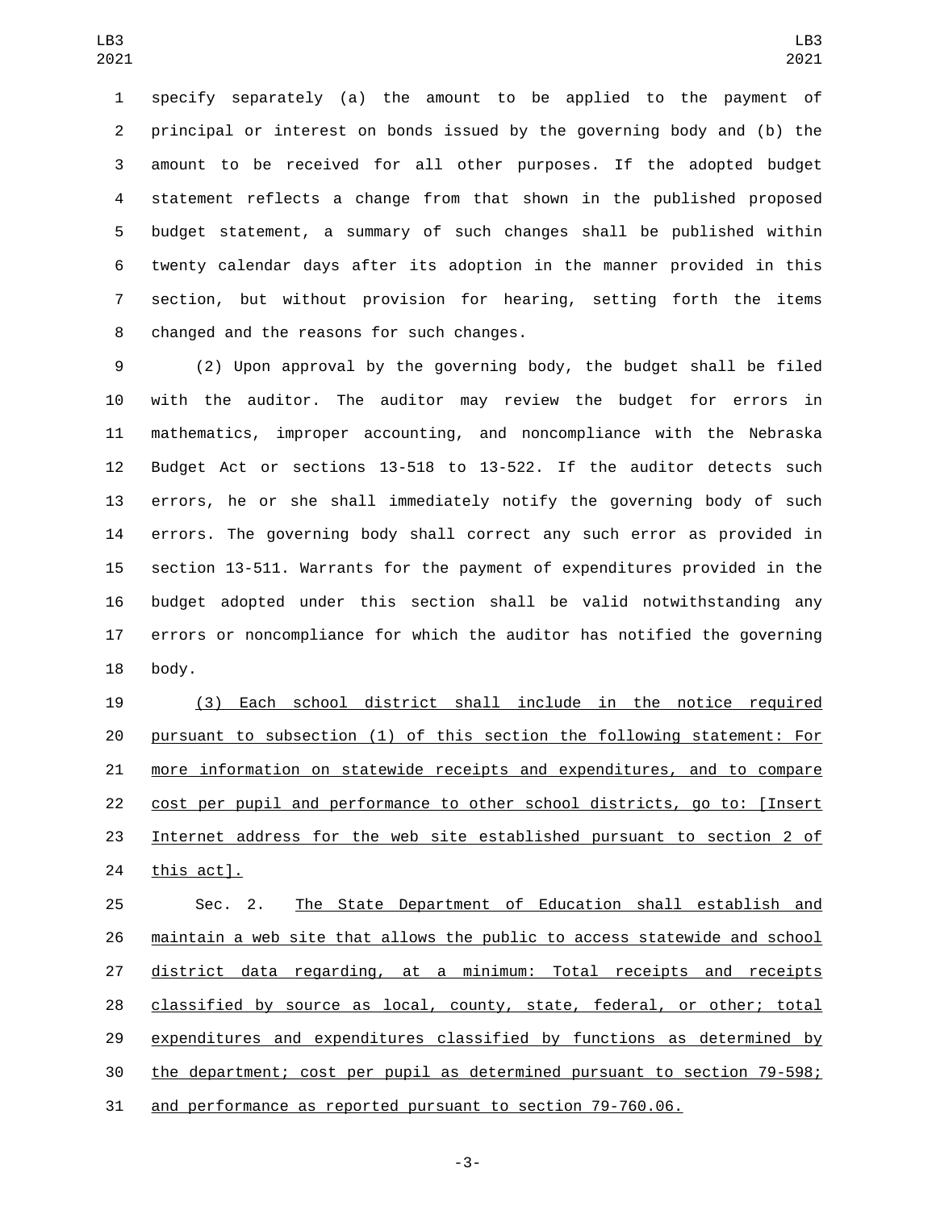specify separately (a) the amount to be applied to the payment of principal or interest on bonds issued by the governing body and (b) the amount to be received for all other purposes. If the adopted budget statement reflects a change from that shown in the published proposed budget statement, a summary of such changes shall be published within twenty calendar days after its adoption in the manner provided in this section, but without provision for hearing, setting forth the items changed and the reasons for such changes.

(2) Upon approval by the governing body, the budget shall be filed with the auditor. The auditor may review the budget for errors in mathematics, improper accounting, and noncompliance with the Nebraska Budget Act or sections 13-518 to 13-522. If the auditor detects such errors, he or she shall immediately notify the governing body of such errors. The governing body shall correct any such error as provided in section 13-511. Warrants for the payment of expenditures provided in the budget adopted under this section shall be valid notwithstanding any errors or noncompliance for which the auditor has notified the governing body.

(3) Each school district shall include in the notice required pursuant to subsection (1) of this section the following statement: For more information on statewide receipts and expenditures, and to compare cost per pupil and performance to other school districts, go to: [Insert Internet address for the web site established pursuant to section 2 of this act].

Sec. 2. The State Department of Education shall establish and maintain a web site that allows the public to access statewide and school district data regarding, at a minimum: Total receipts and receipts classified by source as local, county, state, federal, or other; total expenditures and expenditures classified by functions as determined by the department; cost per pupil as determined pursuant to section 79-598; and performance as reported pursuant to section 79-760.06.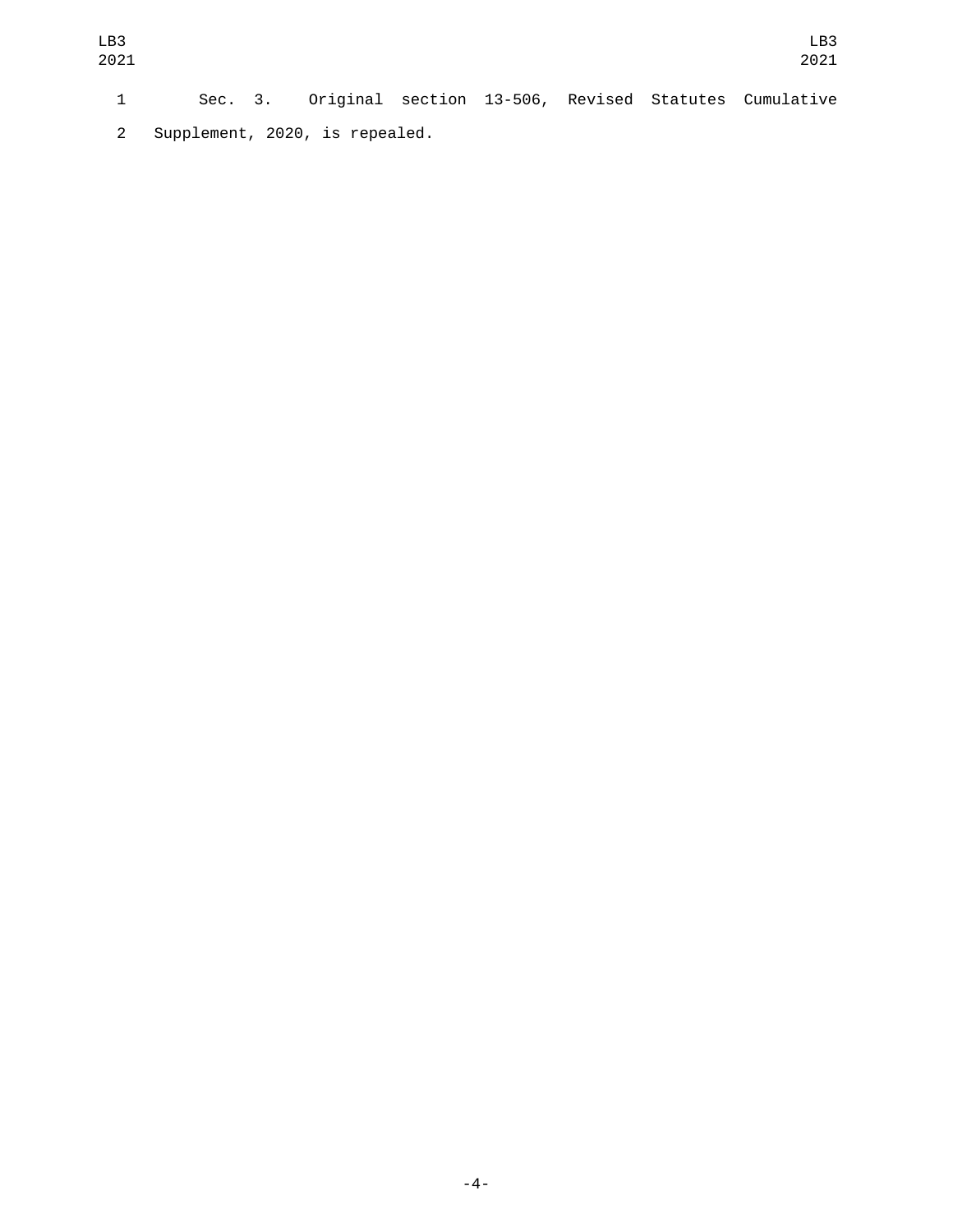Sec. 3. Original section 13-506, Revised Statutes Cumulative Supplement, 2020, is repealed.